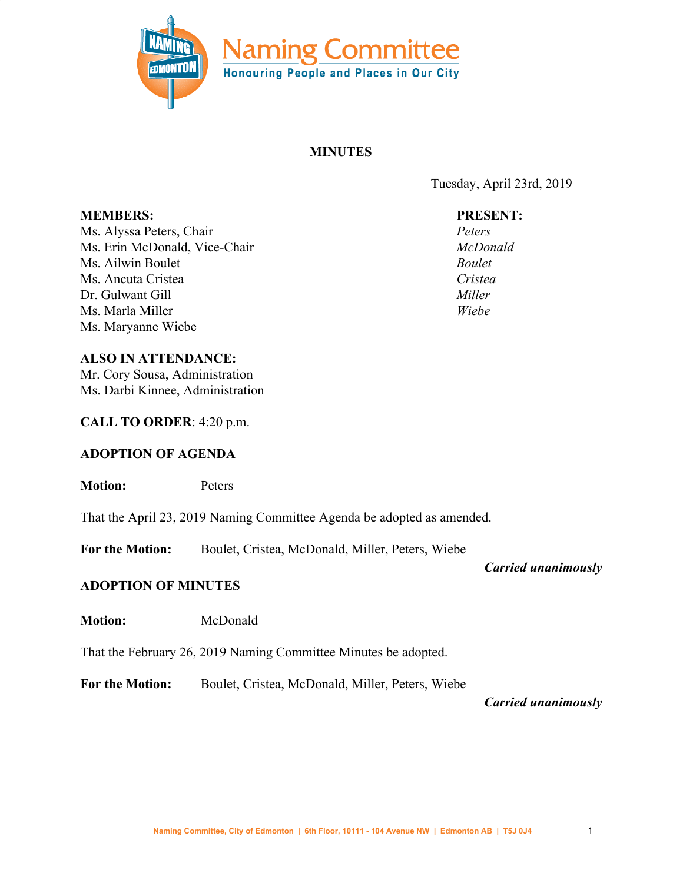# Naming Committee

**Honouring People and Places in Our City**

## MINUTES

Tuesday, April 23rd, 2019

| **MEMBERS:** | **PRESENT:** |
|---|---|
| Ms. Alyssa Peters, Chair | *Peters* |
| Ms. Erin McDonald, Vice-Chair | *McDonald* |
| Ms. Ailwin Boulet | *Boulet* |
| Ms. Ancuta Cristea | *Cristea* |
| Dr. Gulwant Gill | *Miller* |
| Ms. Marla Miller | *Wiebe* |
| Ms. Maryanne Wiebe | |

**ALSO IN ATTENDANCE:**
Mr. Cory Sousa, Administration
Ms. Darbi Kinnee, Administration

**CALL TO ORDER**: 4:20 p.m.

**ADOPTION OF AGENDA**

**Motion:** Peters

That the April 23, 2019 Naming Committee Agenda be adopted as amended.

**For the Motion:** Boulet, Cristea, McDonald, Miller, Peters, Wiebe

***Carried unanimously***

**ADOPTION OF MINUTES**

**Motion:** McDonald

That the February 26, 2019 Naming Committee Minutes be adopted.

**For the Motion:** Boulet, Cristea, McDonald, Miller, Peters, Wiebe

***Carried unanimously***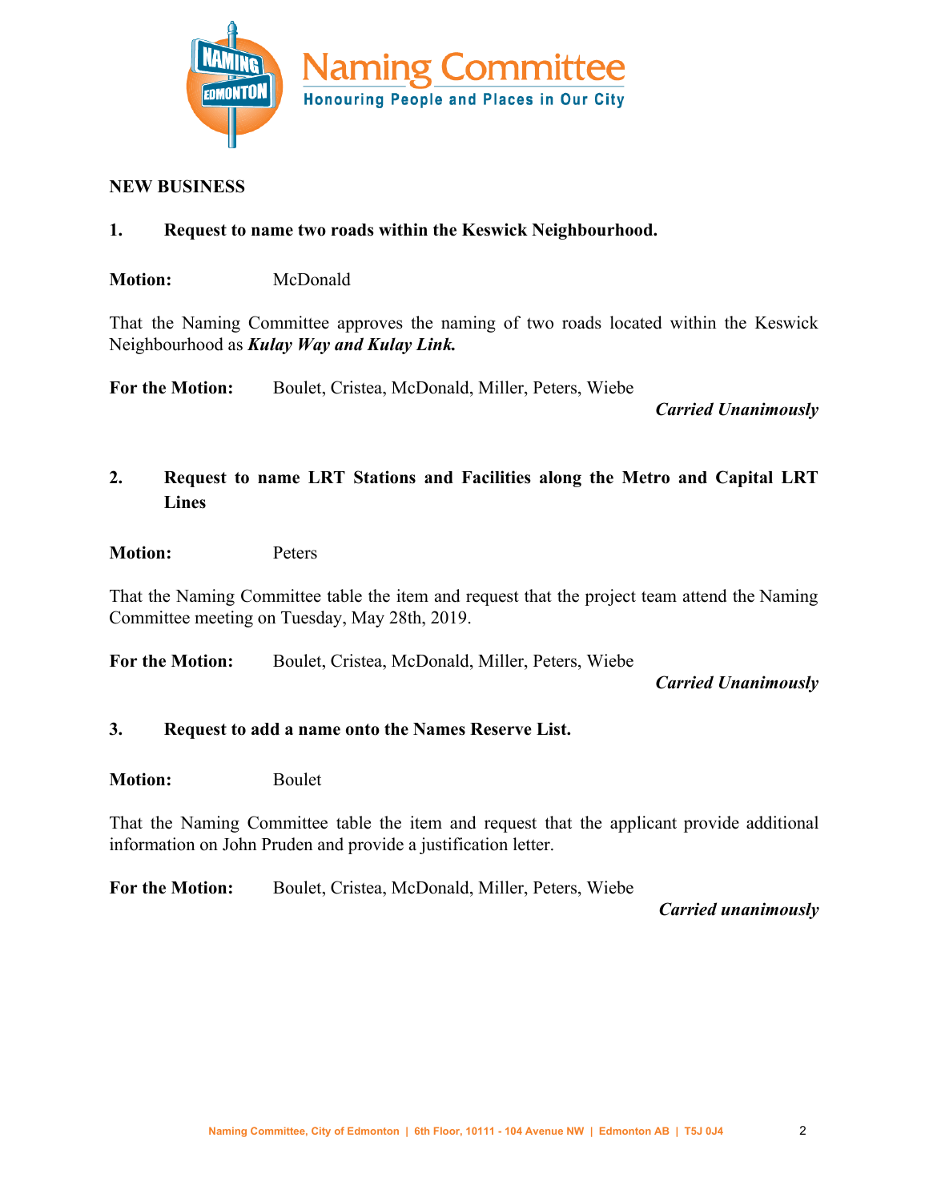## NEW BUSINESS

**1. Request to name two roads within the Keswick Neighbourhood.**

**Motion:** McDonald

That the Naming Committee approves the naming of two roads located within the Keswick Neighbourhood as ***Kulay Way and Kulay Link.***

**For the Motion:** Boulet, Cristea, McDonald, Miller, Peters, Wiebe

***Carried Unanimously***

**2. Request to name LRT Stations and Facilities along the Metro and Capital LRT Lines**

**Motion:** Peters

That the Naming Committee table the item and request that the project team attend the Naming Committee meeting on Tuesday, May 28th, 2019.

**For the Motion:** Boulet, Cristea, McDonald, Miller, Peters, Wiebe

***Carried Unanimously***

**3. Request to add a name onto the Names Reserve List.**

**Motion:** Boulet

That the Naming Committee table the item and request that the applicant provide additional information on John Pruden and provide a justification letter.

**For the Motion:** Boulet, Cristea, McDonald, Miller, Peters, Wiebe

***Carried unanimously***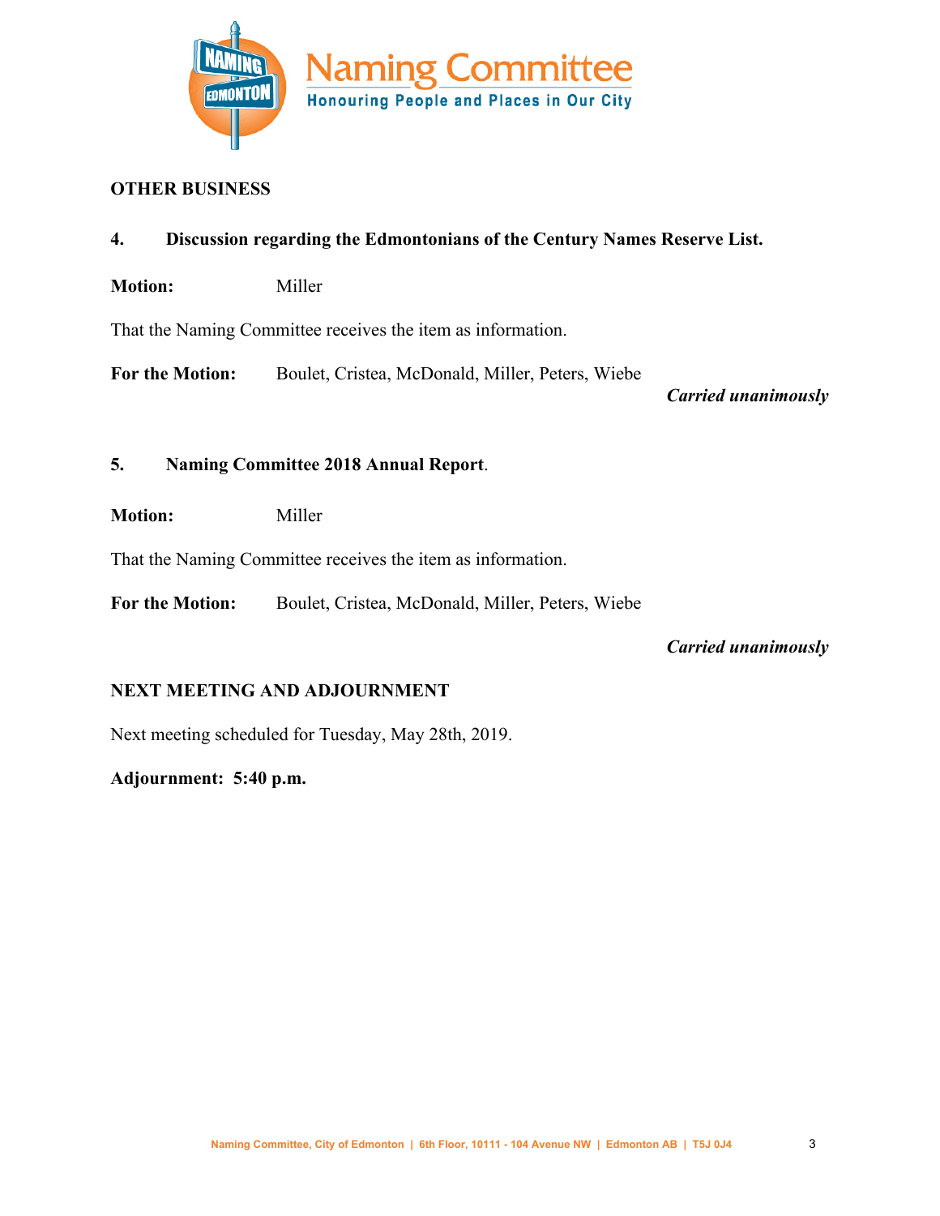## OTHER BUSINESS

### 4. Discussion regarding the Edmontonians of the Century Names Reserve List.

**Motion:** Miller

That the Naming Committee receives the item as information.

**For the Motion:** Boulet, Cristea, McDonald, Miller, Peters, Wiebe

***Carried unanimously***

### 5. Naming Committee 2018 Annual Report.

**Motion:** Miller

That the Naming Committee receives the item as information.

**For the Motion:** Boulet, Cristea, McDonald, Miller, Peters, Wiebe

***Carried unanimously***

## NEXT MEETING AND ADJOURNMENT

Next meeting scheduled for Tuesday, May 28th, 2019.

**Adjournment: 5:40 p.m.**